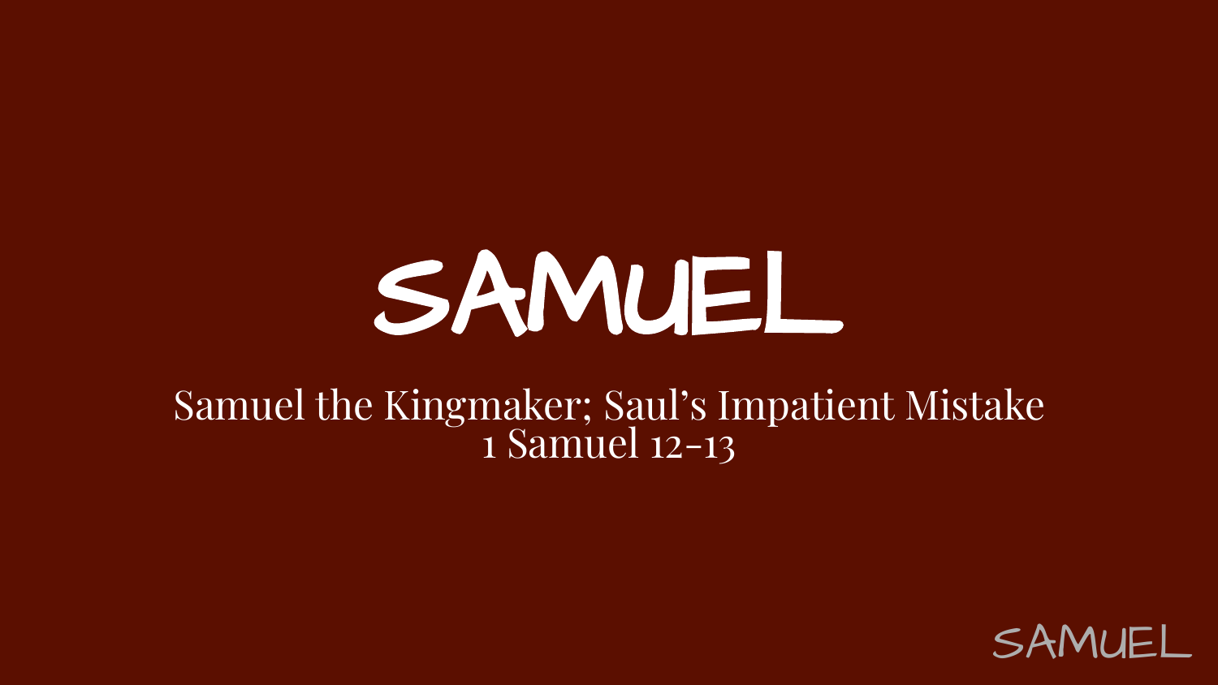# SAMUEL

Samuel the Kingmaker; Saul's Impatient Mistake
1 Samuel 12-13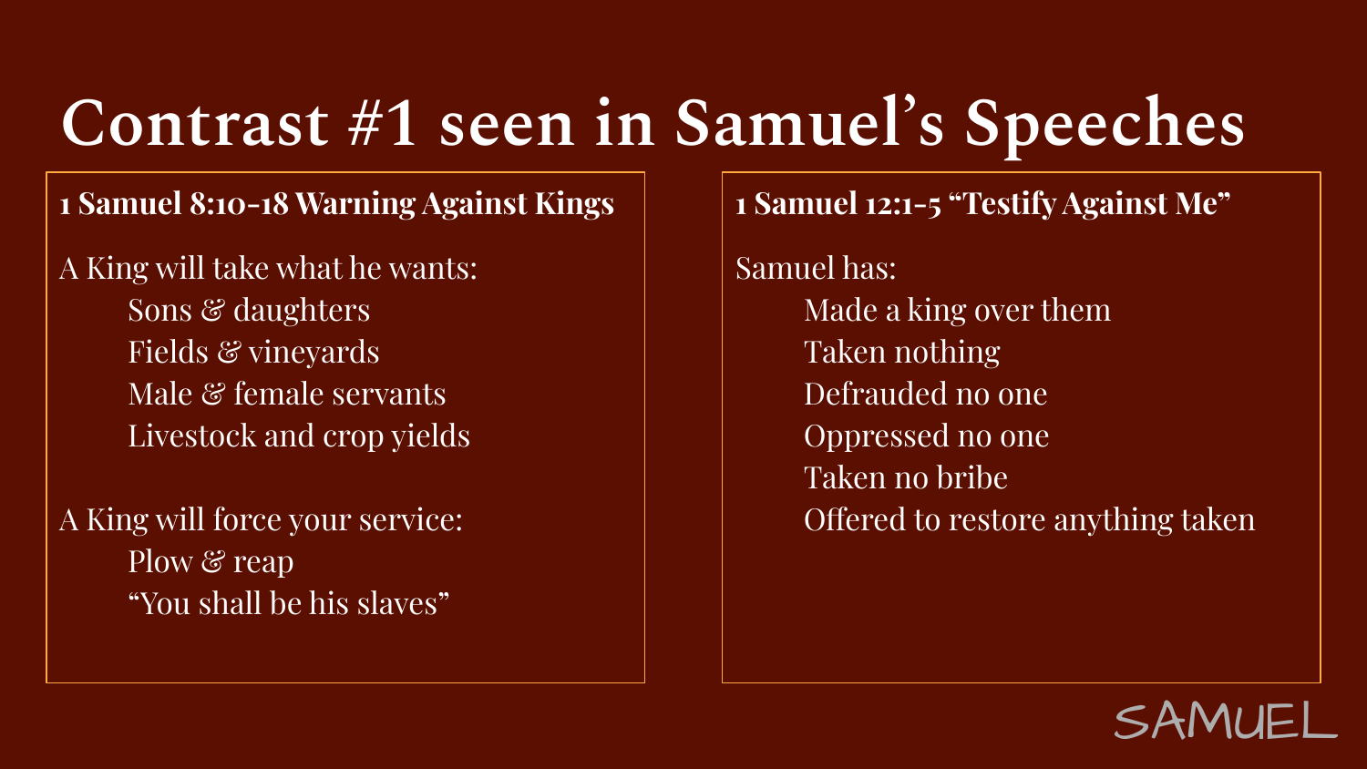# Contrast #1 seen in Samuel's Speeches

**1 Samuel 8:10-18 Warning Against Kings**

A King will take what he wants:

- Sons & daughters
- Fields & vineyards
- Male & female servants
- Livestock and crop yields

A King will force your service:

- Plow & reap
- "You shall be his slaves"

**1 Samuel 12:1-5 "Testify Against Me"**

Samuel has:

- Made a king over them
- Taken nothing
- Defrauded no one
- Oppressed no one
- Taken no bribe
- Offered to restore anything taken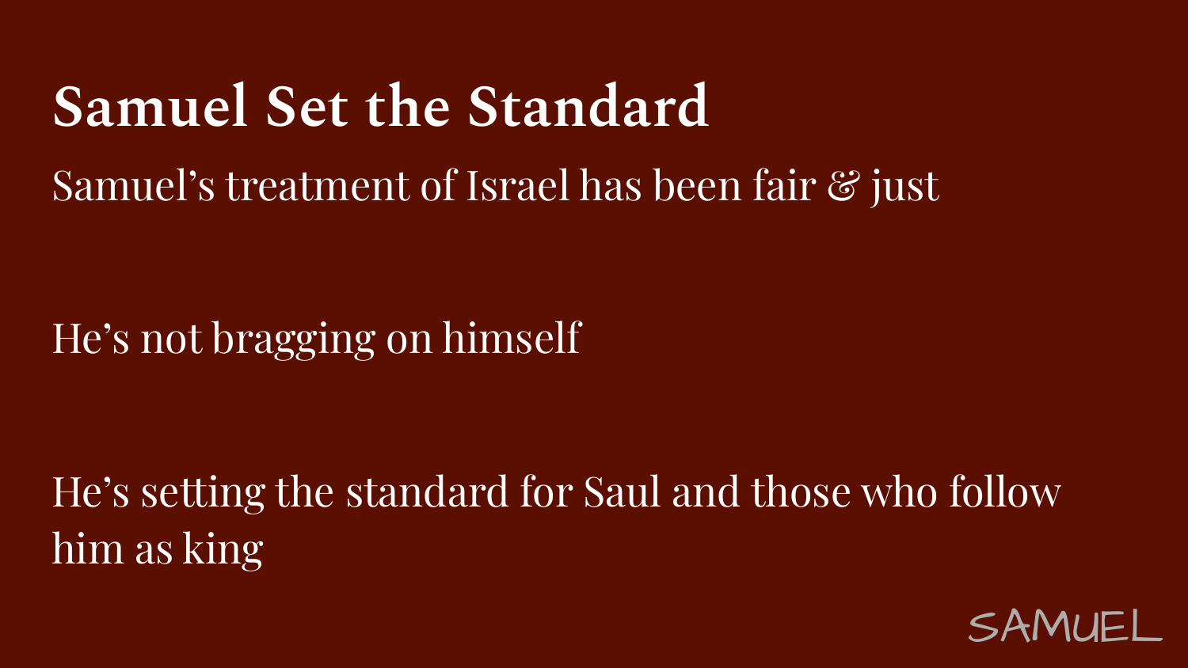# Samuel Set the Standard

Samuel's treatment of Israel has been fair & just

He's not bragging on himself

He's setting the standard for Saul and those who follow him as king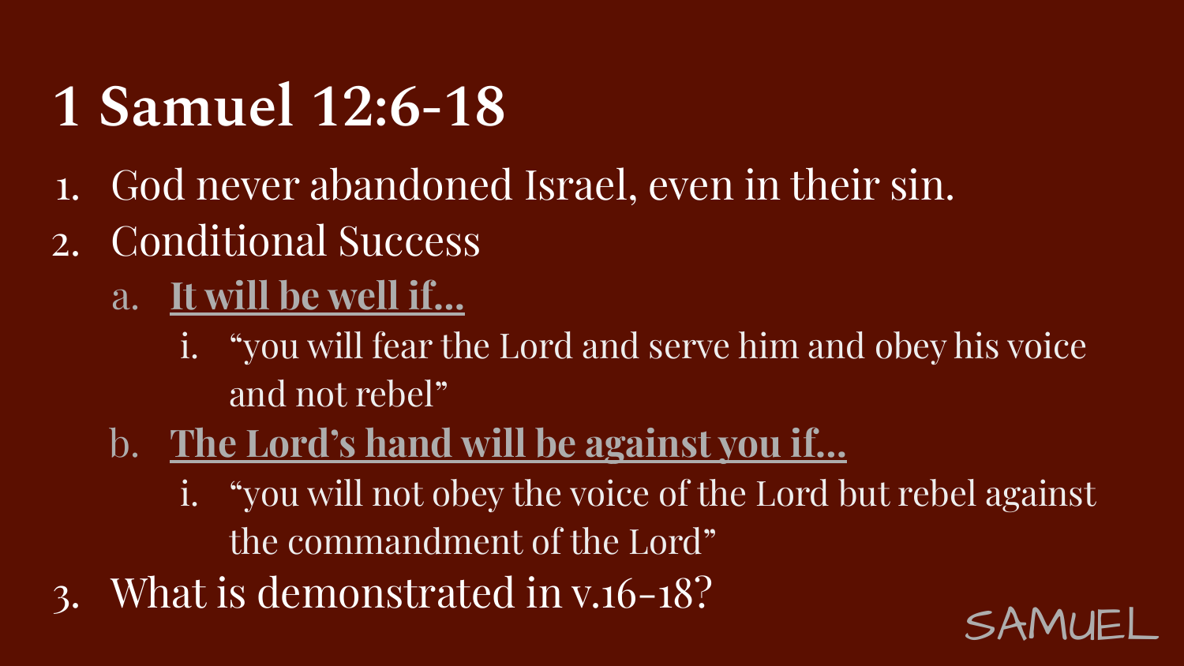# 1 Samuel 12:6-18

1. God never abandoned Israel, even in their sin.
2. Conditional Success
   a. **It will be well if...**
      i. "you will fear the Lord and serve him and obey his voice and not rebel"
   b. **The Lord's hand will be against you if...**
      i. "you will not obey the voice of the Lord but rebel against the commandment of the Lord"
3. What is demonstrated in v.16-18?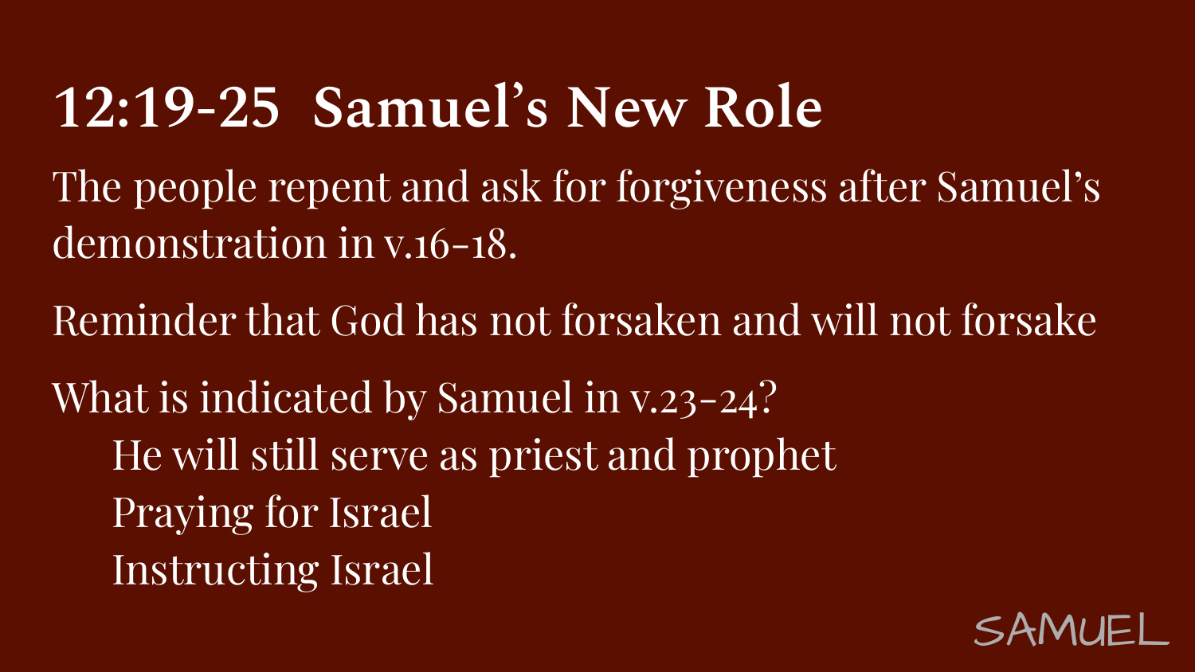# 12:19-25 Samuel's New Role

The people repent and ask for forgiveness after Samuel's demonstration in v.16-18.

Reminder that God has not forsaken and will not forsake

What is indicated by Samuel in v.23-24?

- He will still serve as priest and prophet
- Praying for Israel
- Instructing Israel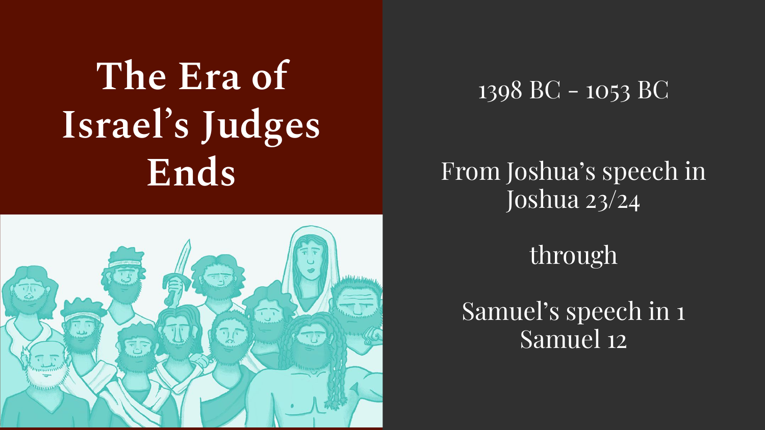# The Era of Israel's Judges Ends

1398 BC - 1053 BC

From Joshua's speech in Joshua 23/24

through

Samuel's speech in 1 Samuel 12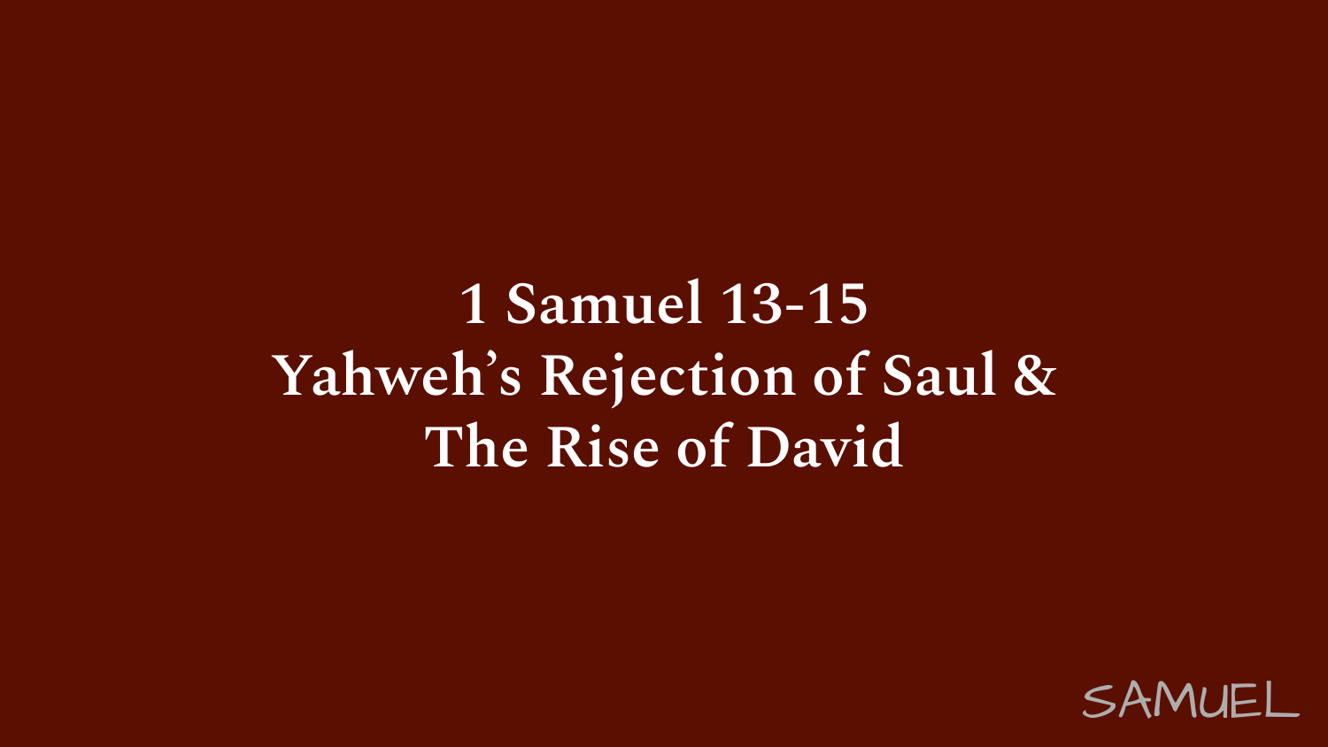# 1 Samuel 13-15
# Yahweh's Rejection of Saul & The Rise of David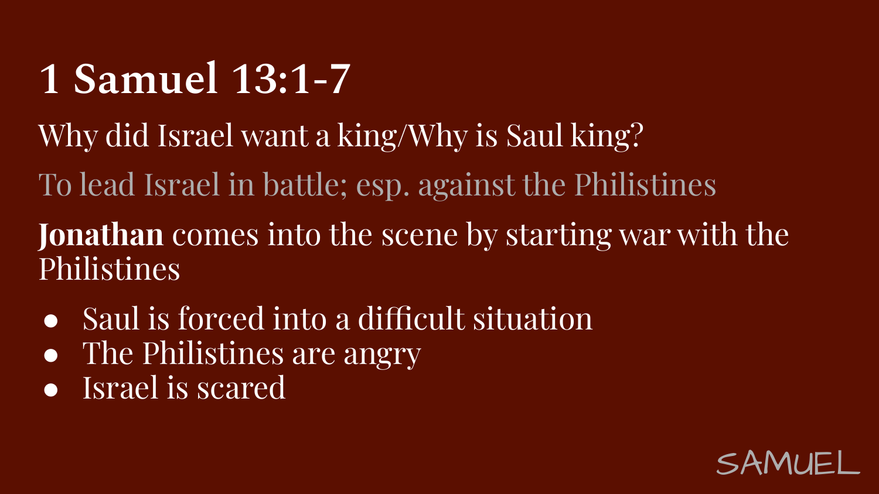# 1 Samuel 13:1-7

Why did Israel want a king/Why is Saul king?

To lead Israel in battle; esp. against the Philistines

**Jonathan** comes into the scene by starting war with the Philistines

- Saul is forced into a difficult situation
- The Philistines are angry
- Israel is scared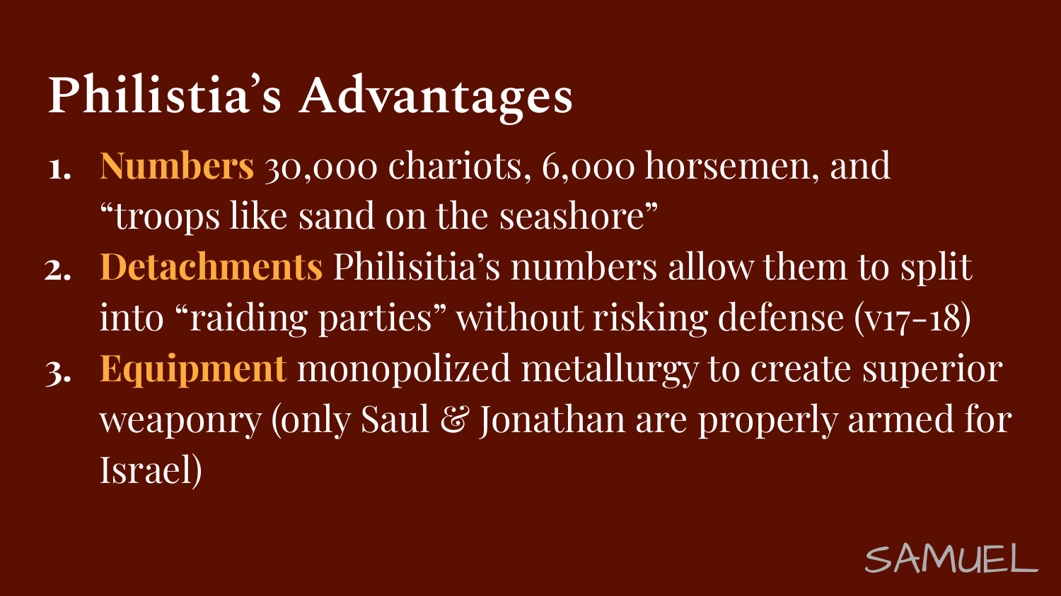# Philistia's Advantages

1. **Numbers** 30,000 chariots, 6,000 horsemen, and "troops like sand on the seashore"
2. **Detachments** Philisitia's numbers allow them to split into "raiding parties" without risking defense (v17-18)
3. **Equipment** monopolized metallurgy to create superior weaponry (only Saul & Jonathan are properly armed for Israel)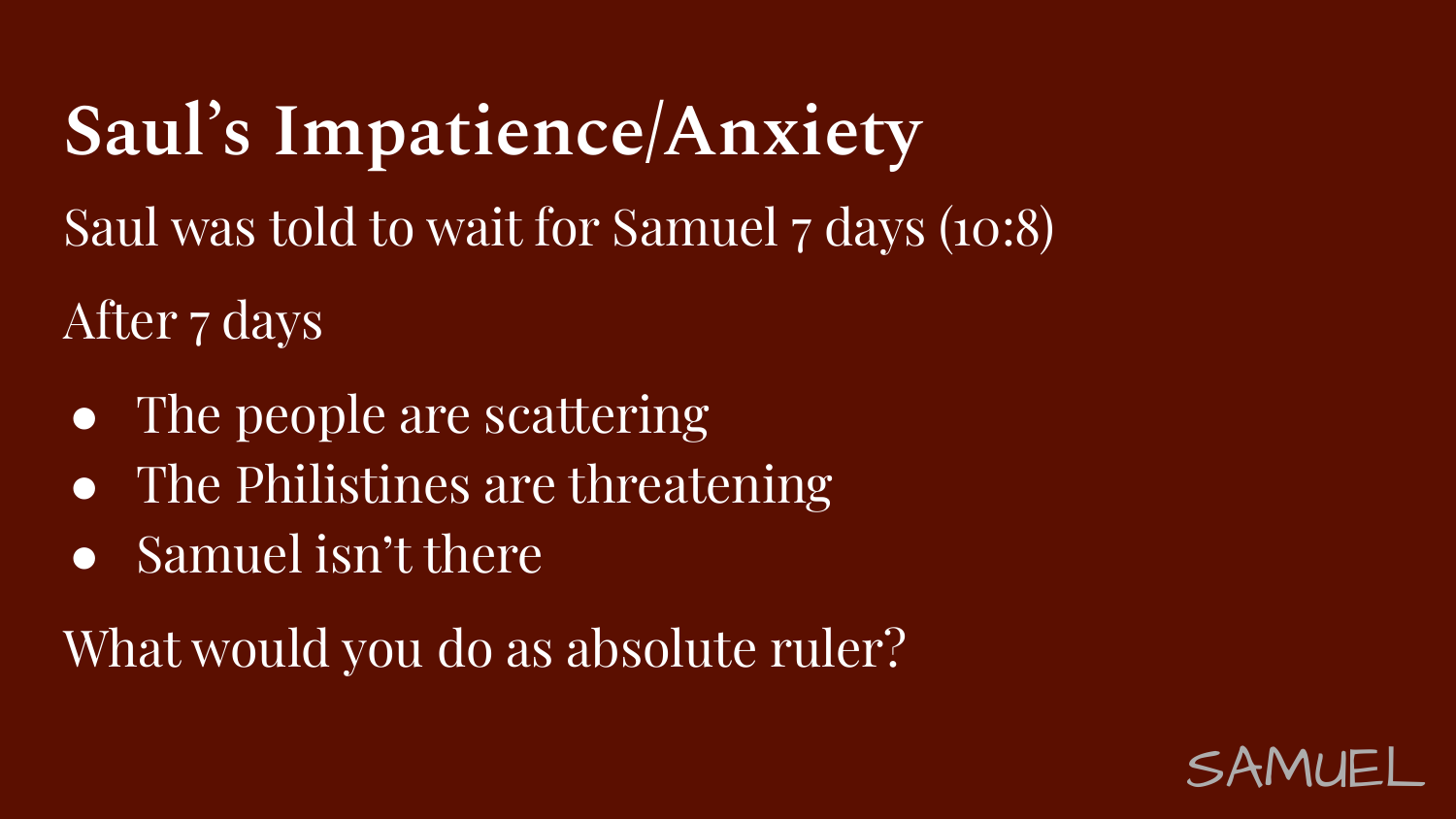# Saul's Impatience/Anxiety

Saul was told to wait for Samuel 7 days (10:8)

After 7 days

- The people are scattering
- The Philistines are threatening
- Samuel isn't there

What would you do as absolute ruler?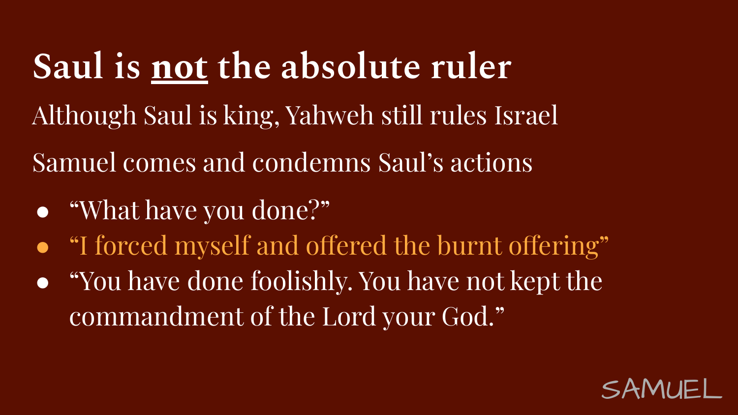# Saul is <u>not</u> the absolute ruler

Although Saul is king, Yahweh still rules Israel

Samuel comes and condemns Saul’s actions

- “What have you done?”
- “I forced myself and offered the burnt offering”
- “You have done foolishly. You have not kept the commandment of the Lord your God.”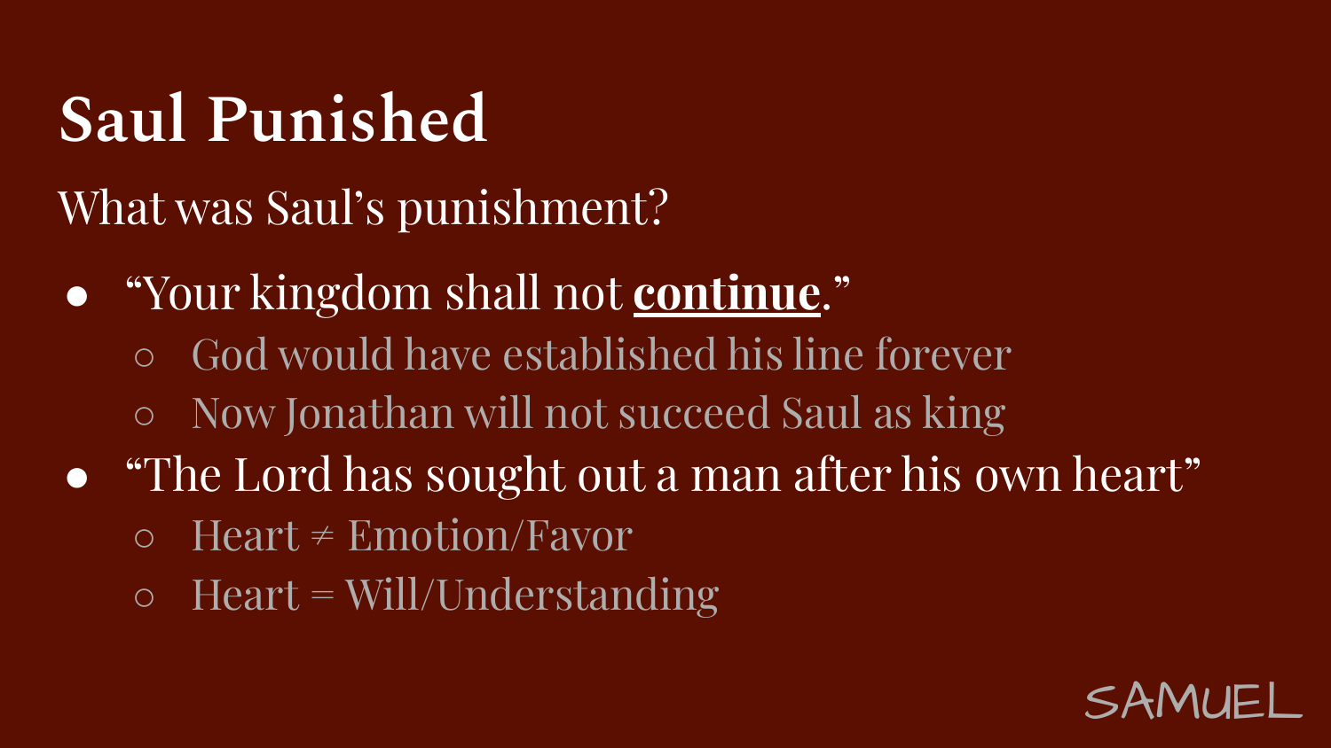# Saul Punished

What was Saul's punishment?

- "Your kingdom shall not **<u>continue</u>**."
  - God would have established his line forever
  - Now Jonathan will not succeed Saul as king
- "The Lord has sought out a man after his own heart"
  - Heart ≠ Emotion/Favor
  - Heart = Will/Understanding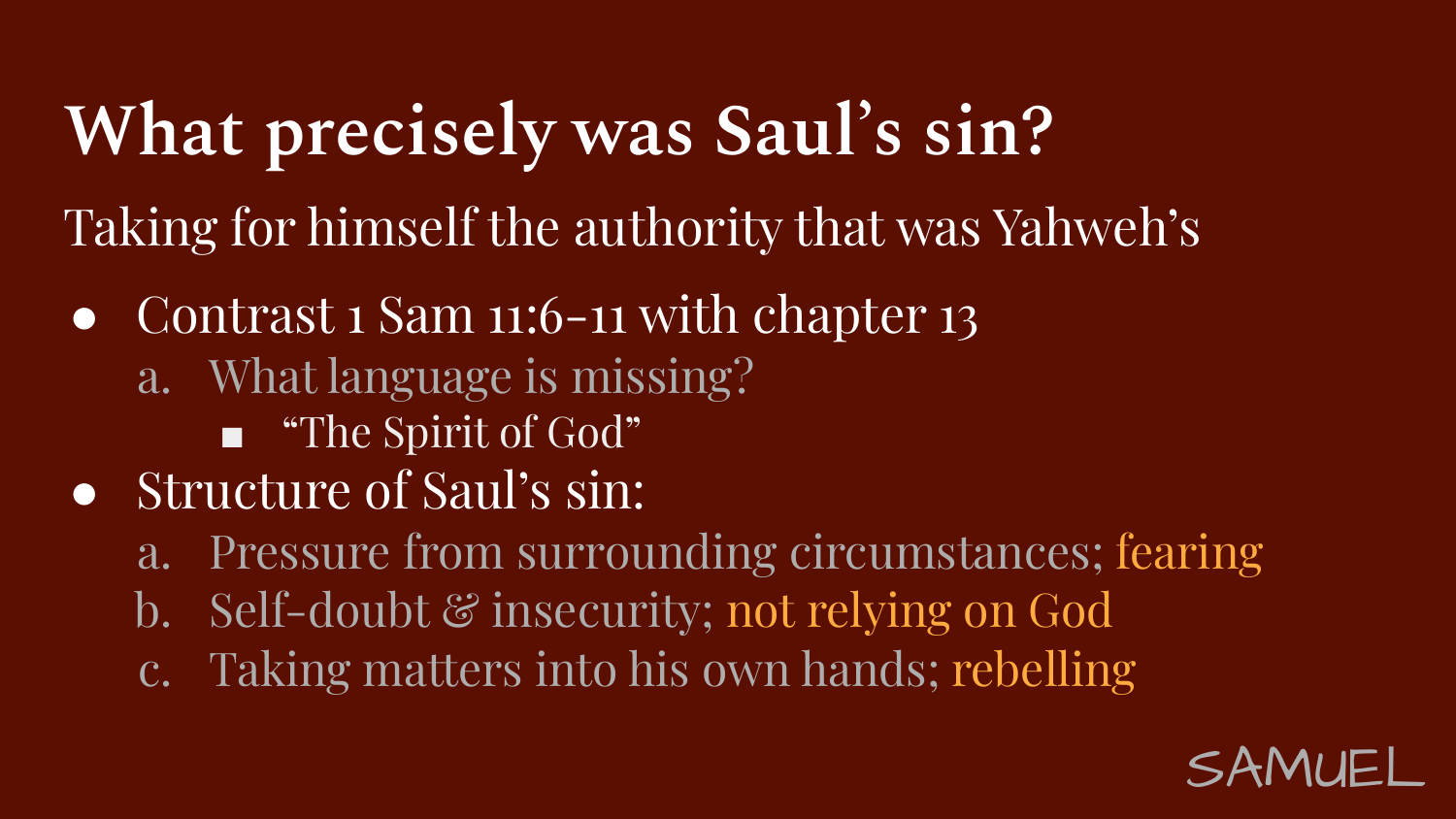# What precisely was Saul's sin?

Taking for himself the authority that was Yahweh's

- Contrast 1 Sam 11:6-11 with chapter 13
  a. What language is missing?
     - "The Spirit of God"
- Structure of Saul's sin:
  a. Pressure from surrounding circumstances; fearing
  b. Self-doubt & insecurity; not relying on God
  c. Taking matters into his own hands; rebelling